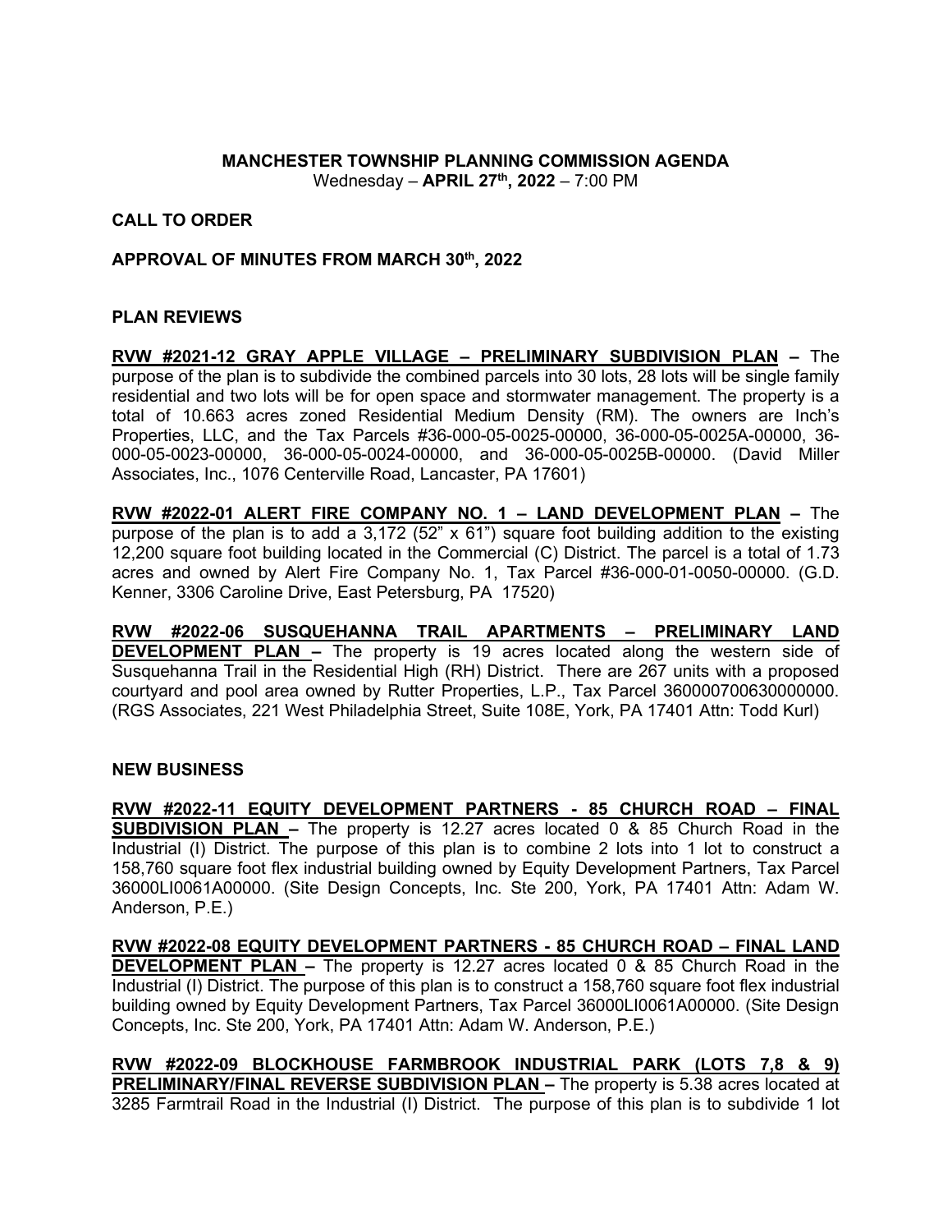**MANCHESTER TOWNSHIP PLANNING COMMISSION AGENDA**
Wednesday – **APRIL 27th, 2022** – 7:00 PM

**CALL TO ORDER**

**APPROVAL OF MINUTES FROM MARCH 30th, 2022**

**PLAN REVIEWS**

**RVW #2021-12 GRAY APPLE VILLAGE – PRELIMINARY SUBDIVISION PLAN –** The purpose of the plan is to subdivide the combined parcels into 30 lots, 28 lots will be single family residential and two lots will be for open space and stormwater management. The property is a total of 10.663 acres zoned Residential Medium Density (RM). The owners are Inch's Properties, LLC, and the Tax Parcels #36-000-05-0025-00000, 36-000-05-0025A-00000, 36-000-05-0023-00000, 36-000-05-0024-00000, and 36-000-05-0025B-00000. (David Miller Associates, Inc., 1076 Centerville Road, Lancaster, PA 17601)

**RVW #2022-01 ALERT FIRE COMPANY NO. 1 – LAND DEVELOPMENT PLAN –** The purpose of the plan is to add a 3,172 (52" x 61") square foot building addition to the existing 12,200 square foot building located in the Commercial (C) District. The parcel is a total of 1.73 acres and owned by Alert Fire Company No. 1, Tax Parcel #36-000-01-0050-00000. (G.D. Kenner, 3306 Caroline Drive, East Petersburg, PA 17520)

**RVW #2022-06 SUSQUEHANNA TRAIL APARTMENTS – PRELIMINARY LAND DEVELOPMENT PLAN –** The property is 19 acres located along the western side of Susquehanna Trail in the Residential High (RH) District. There are 267 units with a proposed courtyard and pool area owned by Rutter Properties, L.P., Tax Parcel 360000700630000000. (RGS Associates, 221 West Philadelphia Street, Suite 108E, York, PA 17401 Attn: Todd Kurl)

**NEW BUSINESS**

**RVW #2022-11 EQUITY DEVELOPMENT PARTNERS - 85 CHURCH ROAD – FINAL SUBDIVISION PLAN –** The property is 12.27 acres located 0 & 85 Church Road in the Industrial (I) District. The purpose of this plan is to combine 2 lots into 1 lot to construct a 158,760 square foot flex industrial building owned by Equity Development Partners, Tax Parcel 36000LI0061A00000. (Site Design Concepts, Inc. Ste 200, York, PA 17401 Attn: Adam W. Anderson, P.E.)

**RVW #2022-08 EQUITY DEVELOPMENT PARTNERS - 85 CHURCH ROAD – FINAL LAND DEVELOPMENT PLAN –** The property is 12.27 acres located 0 & 85 Church Road in the Industrial (I) District. The purpose of this plan is to construct a 158,760 square foot flex industrial building owned by Equity Development Partners, Tax Parcel 36000LI0061A00000. (Site Design Concepts, Inc. Ste 200, York, PA 17401 Attn: Adam W. Anderson, P.E.)

**RVW #2022-09 BLOCKHOUSE FARMBROOK INDUSTRIAL PARK (LOTS 7,8 & 9) PRELIMINARY/FINAL REVERSE SUBDIVISION PLAN –** The property is 5.38 acres located at 3285 Farmtrail Road in the Industrial (I) District. The purpose of this plan is to subdivide 1 lot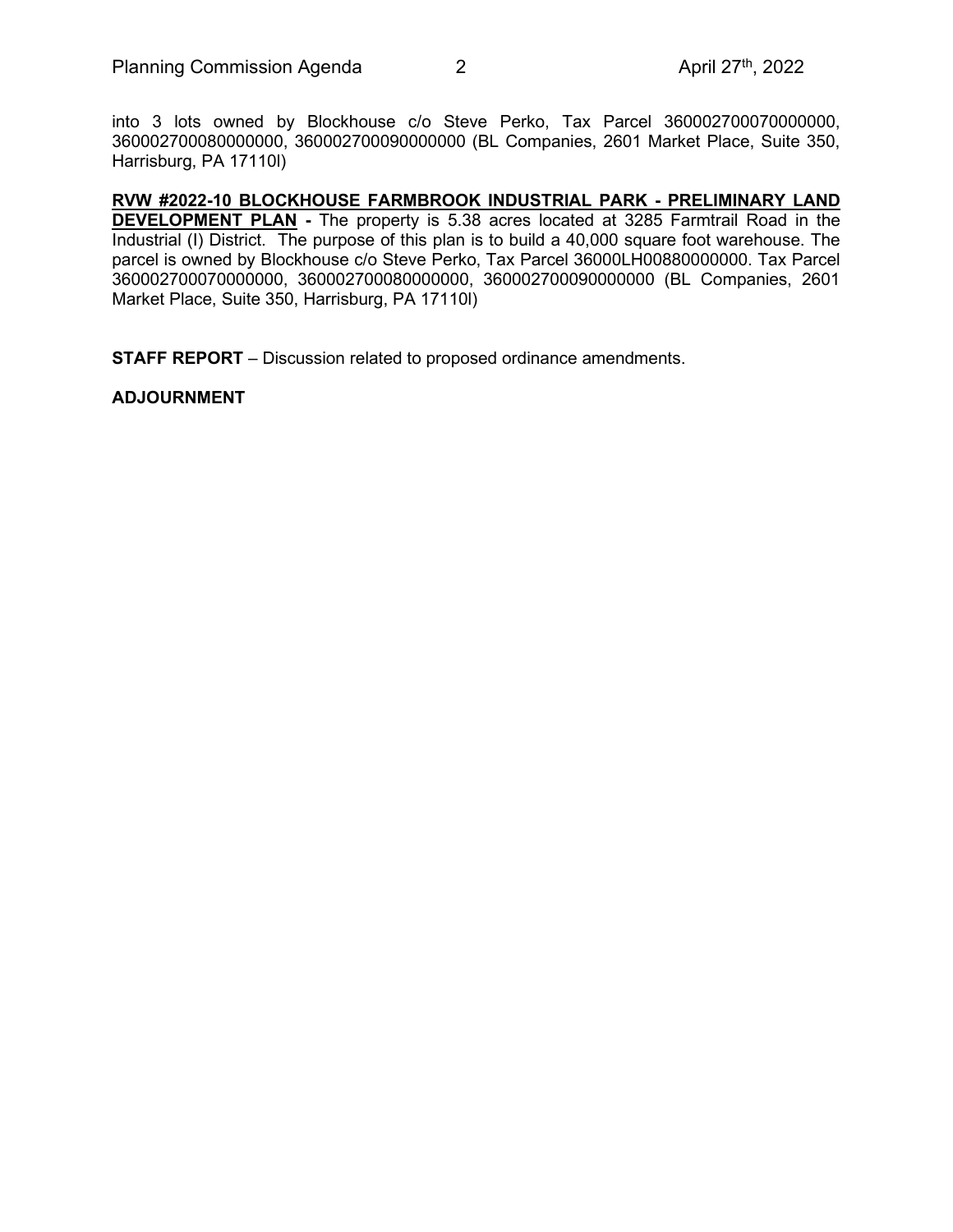into 3 lots owned by Blockhouse c/o Steve Perko, Tax Parcel 360002700070000000, 360002700080000000, 360002700090000000 (BL Companies, 2601 Market Place, Suite 350, Harrisburg, PA 17110l)

**RVW #2022-10 BLOCKHOUSE FARMBROOK INDUSTRIAL PARK - PRELIMINARY LAND DEVELOPMENT PLAN -** The property is 5.38 acres located at 3285 Farmtrail Road in the Industrial (I) District. The purpose of this plan is to build a 40,000 square foot warehouse. The parcel is owned by Blockhouse c/o Steve Perko, Tax Parcel 36000LH00880000000. Tax Parcel 360002700070000000, 360002700080000000, 360002700090000000 (BL Companies, 2601 Market Place, Suite 350, Harrisburg, PA 17110l)

**STAFF REPORT** – Discussion related to proposed ordinance amendments.

**ADJOURNMENT**